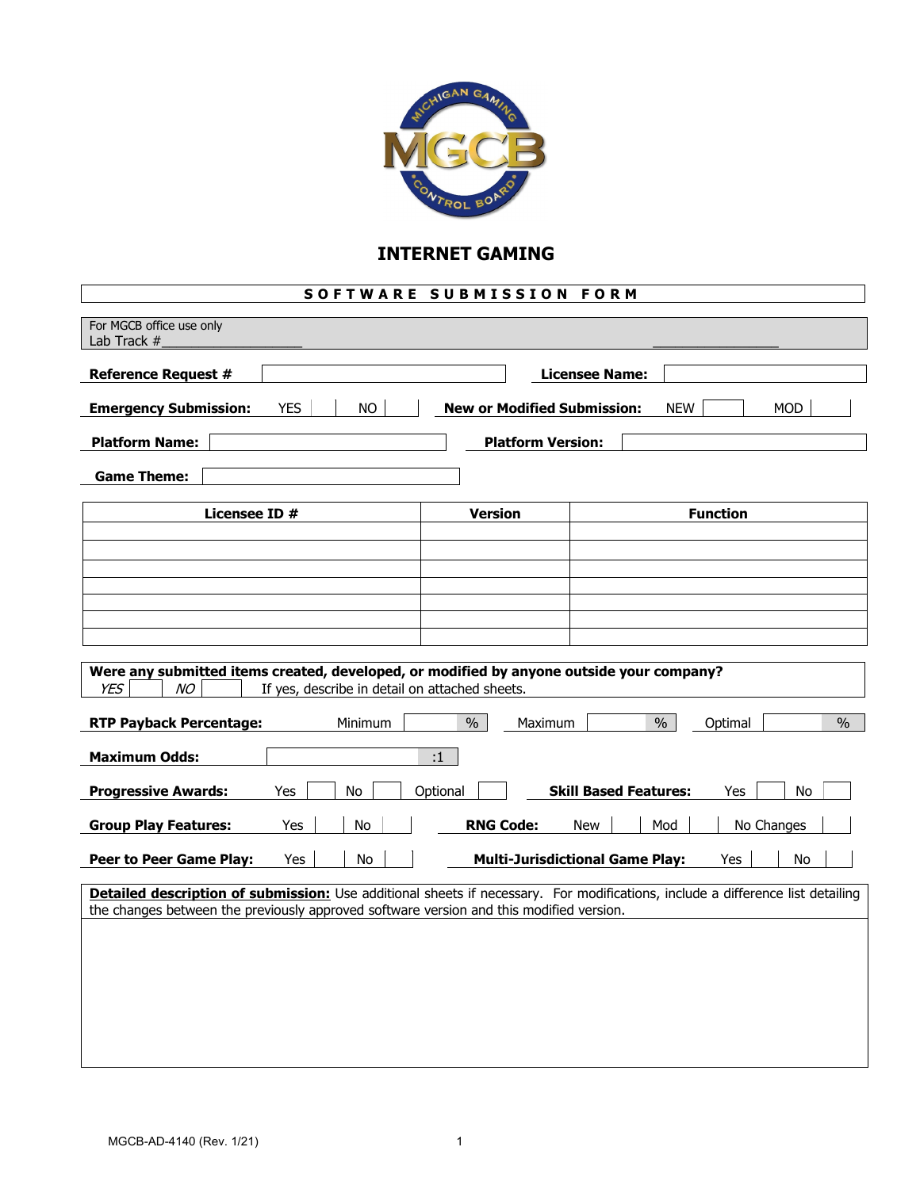# INTERNET GAMING

## SOFTWARE SUBMISSION FORM

For MGCB office use only
Lab Track #___________________ _________________

**Reference Request #** ____________ **Licensee Name:** ____________

**Emergency Submission:** YES ☐ NO ☐ **New or Modified Submission:** NEW ☐ MOD ☐

**Platform Name:** ____________ **Platform Version:** ____________

**Game Theme:** ____________

| Licensee ID # | Version | Function |
|---|---|---|
| | | |
| | | |
| | | |
| | | |
| | | |
| | | |
| | | |

**Were any submitted items created, developed, or modified by anyone outside your company?**
*YES* ☐ *NO* ☐ If yes, describe in detail on attached sheets.

**RTP Payback Percentage:** Minimum ______ % Maximum ______ % Optimal ______ %

**Maximum Odds:** ______ :1

**Progressive Awards:** Yes ☐ No ☐ Optional ☐ **Skill Based Features:** Yes ☐ No ☐

**Group Play Features:** Yes ☐ No ☐ **RNG Code:** New ☐ Mod ☐ No Changes ☐

**Peer to Peer Game Play:** Yes ☐ No ☐ **Multi-Jurisdictional Game Play:** Yes ☐ No ☐

**Detailed description of submission:** Use additional sheets if necessary. For modifications, include a difference list detailing the changes between the previously approved software version and this modified version.

MGCB-AD-4140 (Rev. 1/21)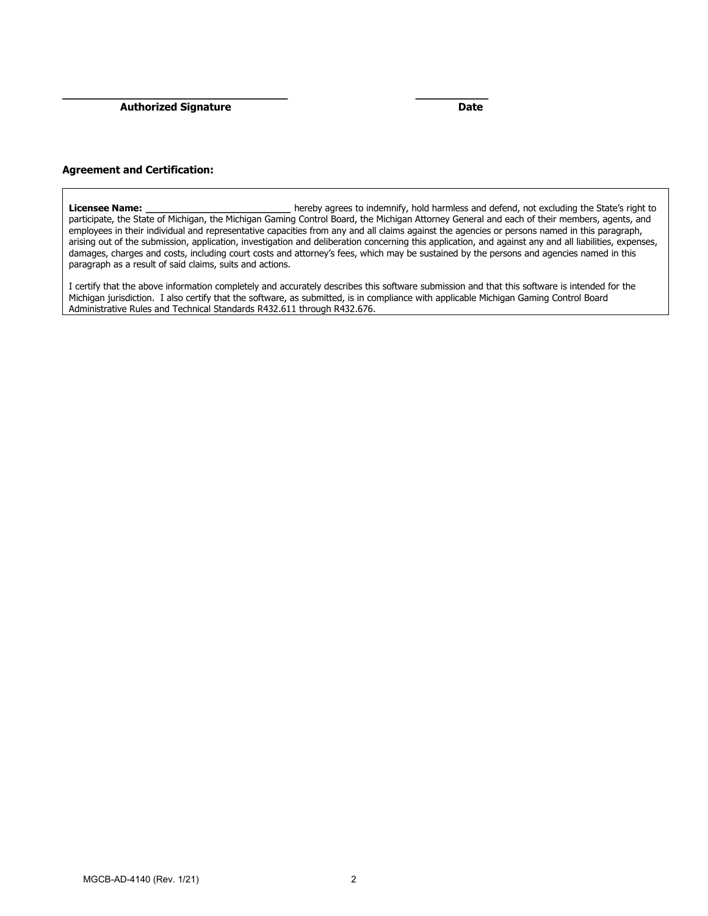\_\_\_\_\_\_\_\_\_\_\_\_\_\_\_\_\_\_\_\_\_\_\_\_\_\_\_\_\_\_\_\_\_\_\_ \_\_\_\_\_\_\_\_\_\_\_

**Authorized Signature** **Date**

**Agreement and Certification:**

**Licensee Name: \_\_\_\_\_\_\_\_\_\_\_\_\_\_\_\_\_\_\_\_\_\_\_\_\_\_\_** hereby agrees to indemnify, hold harmless and defend, not excluding the State's right to participate, the State of Michigan, the Michigan Gaming Control Board, the Michigan Attorney General and each of their members, agents, and employees in their individual and representative capacities from any and all claims against the agencies or persons named in this paragraph, arising out of the submission, application, investigation and deliberation concerning this application, and against any and all liabilities, expenses, damages, charges and costs, including court costs and attorney's fees, which may be sustained by the persons and agencies named in this paragraph as a result of said claims, suits and actions.

I certify that the above information completely and accurately describes this software submission and that this software is intended for the Michigan jurisdiction. I also certify that the software, as submitted, is in compliance with applicable Michigan Gaming Control Board Administrative Rules and Technical Standards R432.611 through R432.676.

MGCB-AD-4140 (Rev. 1/21)